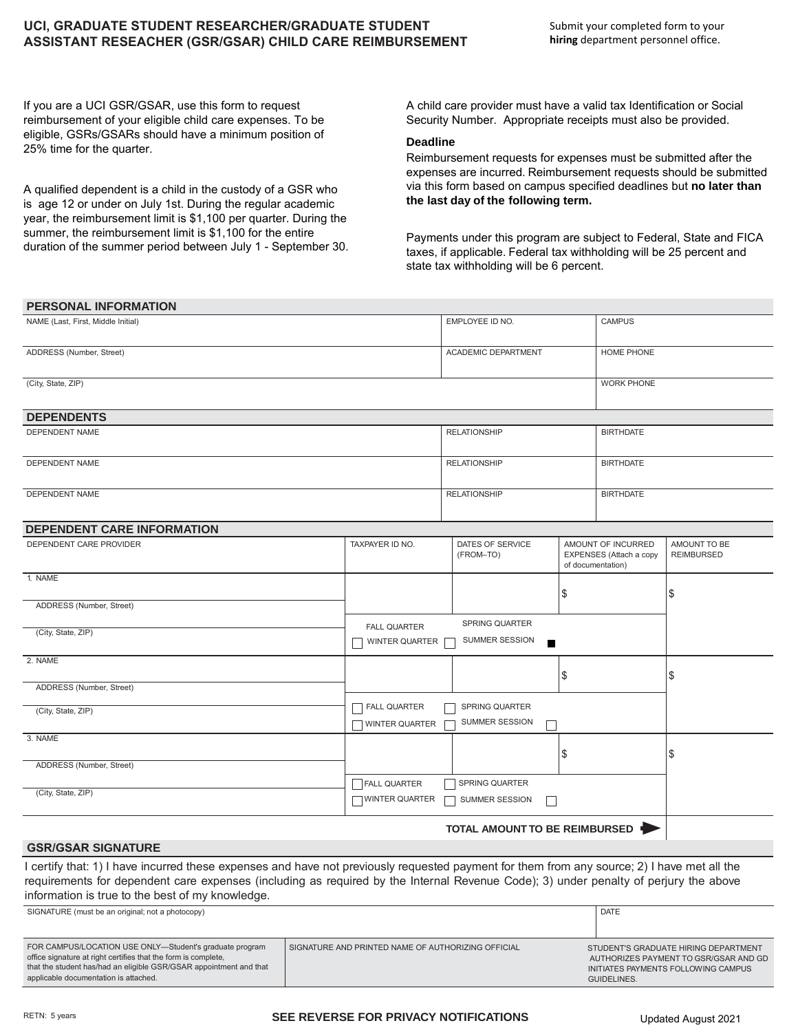# UCI, GRADUATE STUDENT RESEARCHER/GRADUATE STUDENT ASSISTANT RESEACHER (GSR/GSAR) CHILD CARE REIMBURSEMENT

Submit your completed form to your **hiring** department personnel office.

If you are a UCI GSR/GSAR, use this form to request reimbursement of your eligible child care expenses. To be eligible, GSRs/GSARs should have a minimum position of 25% time for the quarter.

A qualified dependent is a child in the custody of a GSR who is age 12 or under on July 1st. During the regular academic year, the reimbursement limit is $1,100 per quarter. During the summer, the reimbursement limit is $1,100 for the entire duration of the summer period between July 1 - September 30.

A child care provider must have a valid tax Identification or Social Security Number. Appropriate receipts must also be provided.

**Deadline**

Reimbursement requests for expenses must be submitted after the expenses are incurred. Reimbursement requests should be submitted via this form based on campus specified deadlines but **no later than the last day of the following term.**

Payments under this program are subject to Federal, State and FICA taxes, if applicable. Federal tax withholding will be 25 percent and state tax withholding will be 6 percent.

## PERSONAL INFORMATION

| NAME (Last, First, Middle Initial) | EMPLOYEE ID NO. | CAMPUS |
|---|---|---|
| ADDRESS (Number, Street) | ACADEMIC DEPARTMENT | HOME PHONE |
| (City, State, ZIP) | | WORK PHONE |

## DEPENDENTS

| DEPENDENT NAME | RELATIONSHIP | BIRTHDATE |
|---|---|---|
| DEPENDENT NAME | RELATIONSHIP | BIRTHDATE |
| DEPENDENT NAME | RELATIONSHIP | BIRTHDATE |

## DEPENDENT CARE INFORMATION

| DEPENDENT CARE PROVIDER | TAXPAYER ID NO. | DATES OF SERVICE (FROM–TO) | AMOUNT OF INCURRED EXPENSES (Attach a copy of documentation) | AMOUNT TO BE REIMBURSED |
|---|---|---|---|---|
| 1. NAME<br>ADDRESS (Number, Street)<br>(City, State, ZIP) | | | $ | $ |
| | ☐ FALL QUARTER ☐ WINTER QUARTER | ☐ SPRING QUARTER ☐ SUMMER SESSION | | |
| 2. NAME<br>ADDRESS (Number, Street)<br>(City, State, ZIP) | | | $ | $ |
| | ☐ FALL QUARTER ☐ WINTER QUARTER | ☐ SPRING QUARTER ☐ SUMMER SESSION | | |
| 3. NAME<br>ADDRESS (Number, Street)<br>(City, State, ZIP) | | | $ | $ |
| | ☐ FALL QUARTER ☐ WINTER QUARTER | ☐ SPRING QUARTER ☐ SUMMER SESSION | | |
| | | | TOTAL AMOUNT TO BE REIMBURSED ➡ | |

## GSR/GSAR SIGNATURE

I certify that: 1) I have incurred these expenses and have not previously requested payment for them from any source; 2) I have met all the requirements for dependent care expenses (including as required by the Internal Revenue Code); 3) under penalty of perjury the above information is true to the best of my knowledge.

| SIGNATURE (must be an original; not a photocopy) | DATE |
|---|---|

| FOR CAMPUS/LOCATION USE ONLY—Student's graduate program office signature at right certifies that the form is complete, that the student has/had an eligible GSR/GSAR appointment and that applicable documentation is attached. | SIGNATURE AND PRINTED NAME OF AUTHORIZING OFFICIAL | STUDENT'S GRADUATE HIRING DEPARTMENT AUTHORIZES PAYMENT TO GSR/GSAR AND GD INITIATES PAYMENTS FOLLOWING CAMPUS GUIDELINES. |
|---|---|---|

RETN: 5 years

**SEE REVERSE FOR PRIVACY NOTIFICATIONS**

Updated August 2021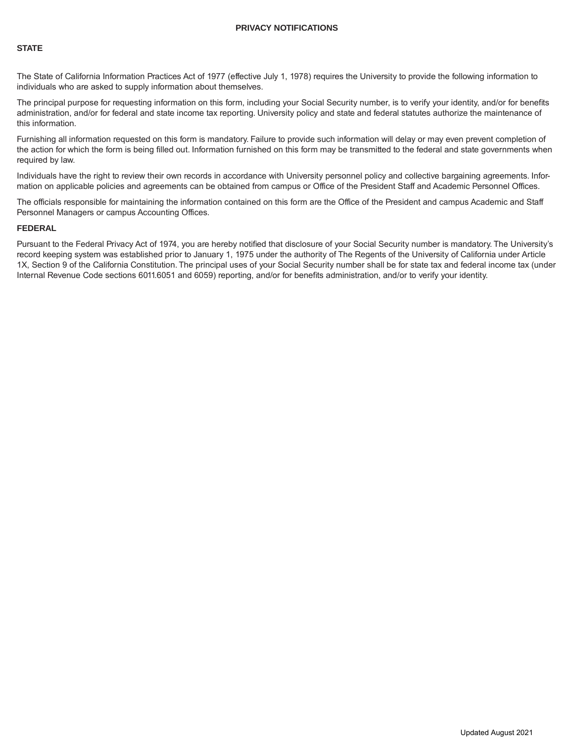# PRIVACY NOTIFICATIONS

## STATE

The State of California Information Practices Act of 1977 (effective July 1, 1978) requires the University to provide the following information to individuals who are asked to supply information about themselves.

The principal purpose for requesting information on this form, including your Social Security number, is to verify your identity, and/or for benefits administration, and/or for federal and state income tax reporting. University policy and state and federal statutes authorize the maintenance of this information.

Furnishing all information requested on this form is mandatory. Failure to provide such information will delay or may even prevent completion of the action for which the form is being filled out. Information furnished on this form may be transmitted to the federal and state governments when required by law.

Individuals have the right to review their own records in accordance with University personnel policy and collective bargaining agreements. Information on applicable policies and agreements can be obtained from campus or Office of the President Staff and Academic Personnel Offices.

The officials responsible for maintaining the information contained on this form are the Office of the President and campus Academic and Staff Personnel Managers or campus Accounting Offices.

## FEDERAL

Pursuant to the Federal Privacy Act of 1974, you are hereby notified that disclosure of your Social Security number is mandatory. The University's record keeping system was established prior to January 1, 1975 under the authority of The Regents of the University of California under Article 1X, Section 9 of the California Constitution. The principal uses of your Social Security number shall be for state tax and federal income tax (under Internal Revenue Code sections 6011.6051 and 6059) reporting, and/or for benefits administration, and/or to verify your identity.

Updated August 2021